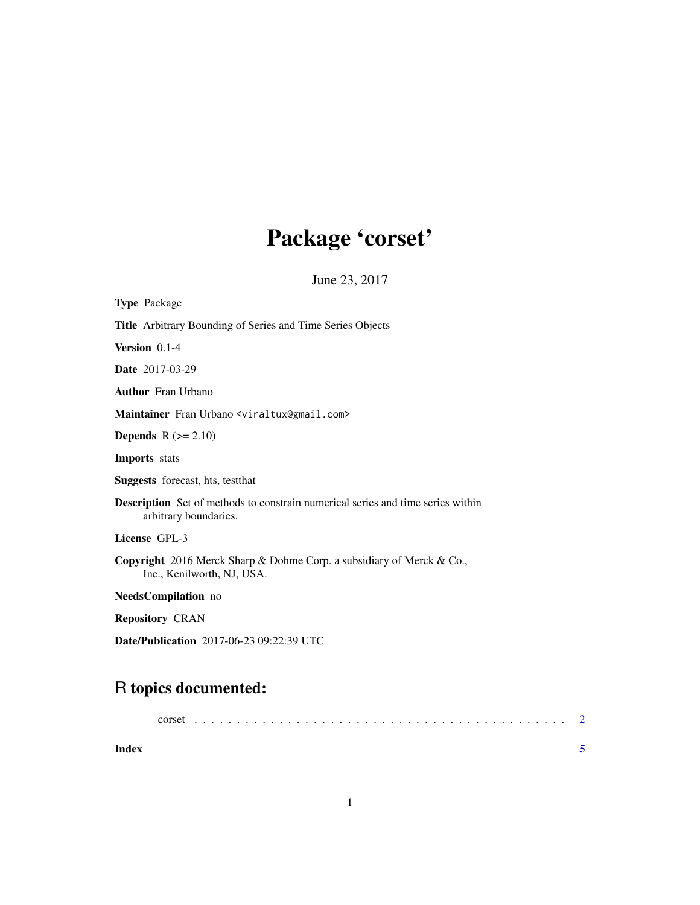# Package 'corset'

June 23, 2017

**Type** Package

**Title** Arbitrary Bounding of Series and Time Series Objects

**Version** 0.1-4

**Date** 2017-03-29

**Author** Fran Urbano

**Maintainer** Fran Urbano <viraltux@gmail.com>

**Depends** R (>= 2.10)

**Imports** stats

**Suggests** forecast, hts, testthat

**Description** Set of methods to constrain numerical series and time series within arbitrary boundaries.

**License** GPL-3

**Copyright** 2016 Merck Sharp & Dohme Corp. a subsidiary of Merck & Co., Inc., Kenilworth, NJ, USA.

**NeedsCompilation** no

**Repository** CRAN

**Date/Publication** 2017-06-23 09:22:39 UTC

## R topics documented:

corset . . . . . . . . . . . . . . . . . . . . . . . . . . . . . . . . . . . . . . . . . . . 2

**Index** **5**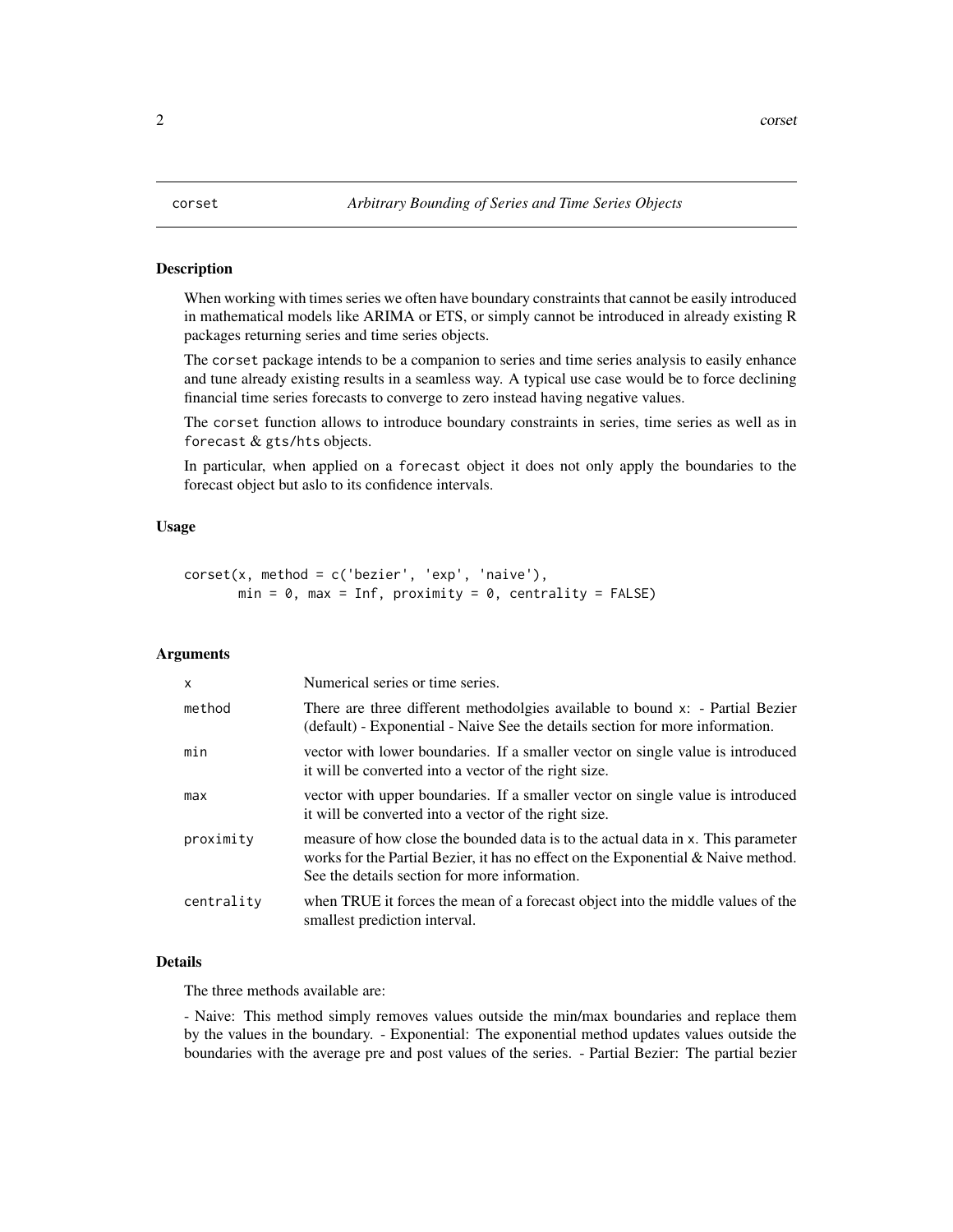## corset — *Arbitrary Bounding of Series and Time Series Objects*

### Description

When working with times series we often have boundary constraints that cannot be easily introduced in mathematical models like ARIMA or ETS, or simply cannot be introduced in already existing R packages returning series and time series objects.

The `corset` package intends to be a companion to series and time series analysis to easily enhance and tune already existing results in a seamless way. A typical use case would be to force declining financial time series forecasts to converge to zero instead having negative values.

The `corset` function allows to introduce boundary constraints in series, time series as well as in `forecast` & `gts/hts` objects.

In particular, when applied on a `forecast` object it does not only apply the boundaries to the forecast object but aslo to its confidence intervals.

### Usage

```
corset(x, method = c('bezier', 'exp', 'naive'),
       min = 0, max = Inf, proximity = 0, centrality = FALSE)
```

### Arguments

| | |
|---|---|
| `x` | Numerical series or time series. |
| `method` | There are three different methodolgies available to bound x: - Partial Bezier (default) - Exponential - Naive See the details section for more information. |
| `min` | vector with lower boundaries. If a smaller vector on single value is introduced it will be converted into a vector of the right size. |
| `max` | vector with upper boundaries. If a smaller vector on single value is introduced it will be converted into a vector of the right size. |
| `proximity` | measure of how close the bounded data is to the actual data in `x`. This parameter works for the Partial Bezier, it has no effect on the Exponential & Naive method. See the details section for more information. |
| `centrality` | when TRUE it forces the mean of a forecast object into the middle values of the smallest prediction interval. |

### Details

The three methods available are:

- Naive: This method simply removes values outside the min/max boundaries and replace them by the values in the boundary. - Exponential: The exponential method updates values outside the boundaries with the average pre and post values of the series. - Partial Bezier: The partial bezier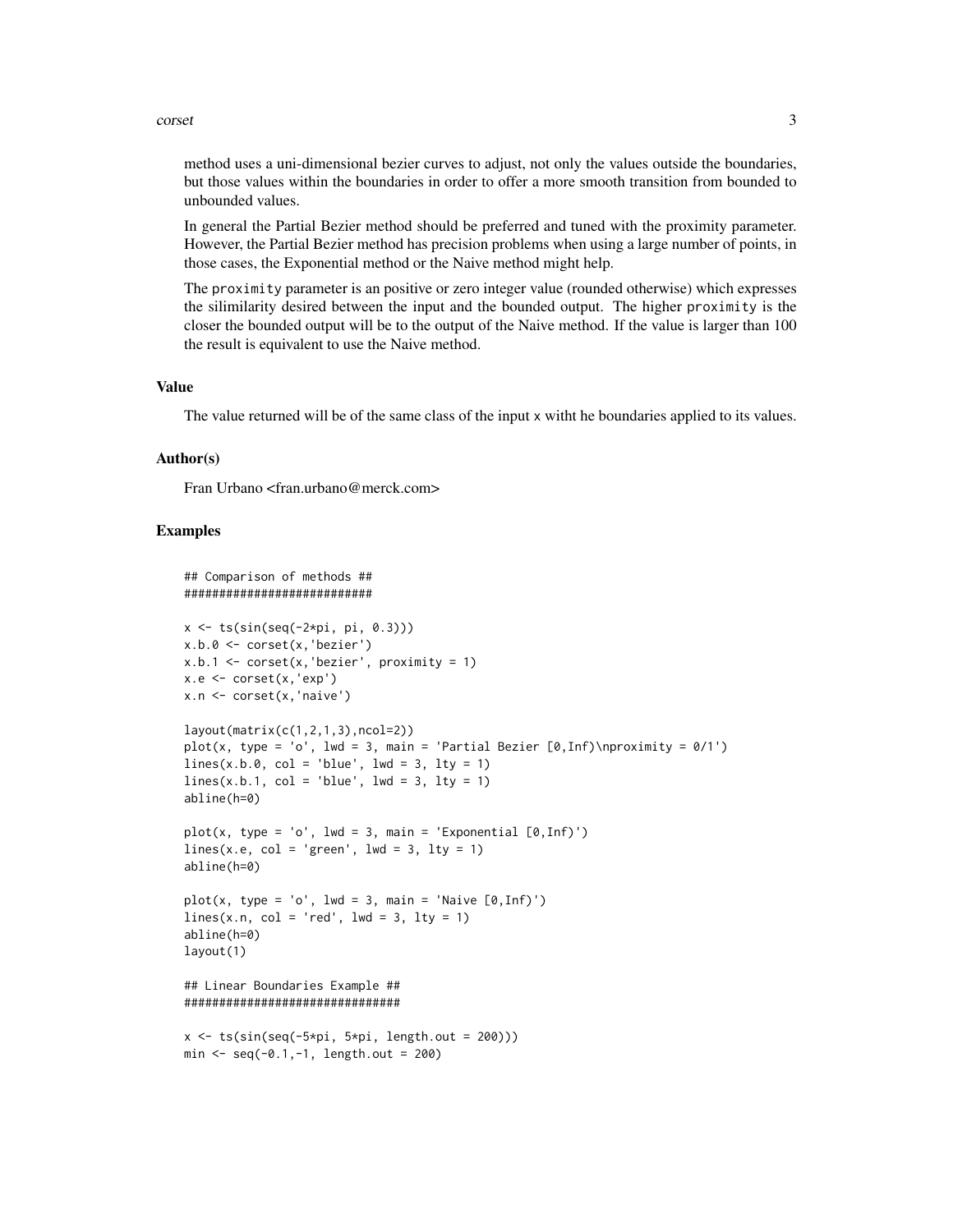method uses a uni-dimensional bezier curves to adjust, not only the values outside the boundaries, but those values within the boundaries in order to offer a more smooth transition from bounded to unbounded values.

In general the Partial Bezier method should be preferred and tuned with the proximity parameter. However, the Partial Bezier method has precision problems when using a large number of points, in those cases, the Exponential method or the Naive method might help.

The `proximity` parameter is an positive or zero integer value (rounded otherwise) which expresses the silimilarity desired between the input and the bounded output. The higher `proximity` is the closer the bounded output will be to the output of the Naive method. If the value is larger than 100 the result is equivalent to use the Naive method.

### Value

The value returned will be of the same class of the input x witht he boundaries applied to its values.

### Author(s)

Fran Urbano <fran.urbano@merck.com>

### Examples

```
## Comparison of methods ##
###########################

x <- ts(sin(seq(-2*pi, pi, 0.3)))
x.b.0 <- corset(x,'bezier')
x.b.1 <- corset(x,'bezier', proximity = 1)
x.e <- corset(x,'exp')
x.n <- corset(x,'naive')

layout(matrix(c(1,2,1,3),ncol=2))
plot(x, type = 'o', lwd = 3, main = 'Partial Bezier [0,Inf)\nproximity = 0/1')
lines(x.b.0, col = 'blue', lwd = 3, lty = 1)
lines(x.b.1, col = 'blue', lwd = 3, lty = 1)
abline(h=0)

plot(x, type = 'o', lwd = 3, main = 'Exponential [0,Inf)')
lines(x.e, col = 'green', lwd = 3, lty = 1)
abline(h=0)

plot(x, type = 'o', lwd = 3, main = 'Naive [0,Inf)')
lines(x.n, col = 'red', lwd = 3, lty = 1)
abline(h=0)
layout(1)

## Linear Boundaries Example ##
###############################

x <- ts(sin(seq(-5*pi, 5*pi, length.out = 200)))
min <- seq(-0.1,-1, length.out = 200)
```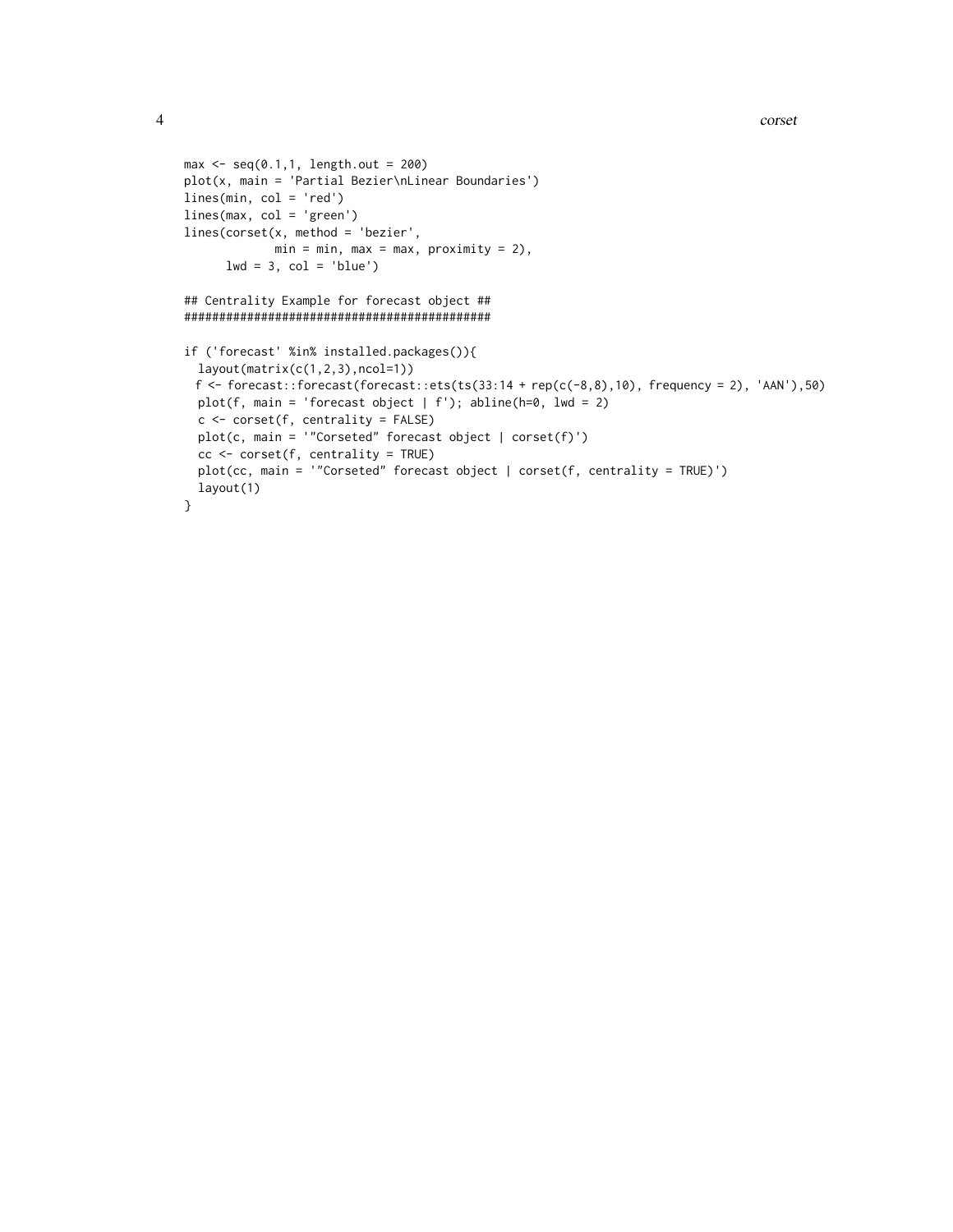```
max <- seq(0.1,1, length.out = 200)
plot(x, main = 'Partial Bezier\nLinear Boundaries')
lines(min, col = 'red')
lines(max, col = 'green')
lines(corset(x, method = 'bezier',
             min = min, max = max, proximity = 2),
      lwd = 3, col = 'blue')

## Centrality Example for forecast object ##
############################################

if ('forecast' %in% installed.packages()){
  layout(matrix(c(1,2,3),ncol=1))
 f <- forecast::forecast(forecast::ets(ts(33:14 + rep(c(-8,8),10), frequency = 2), 'AAN'),50)
  plot(f, main = 'forecast object | f'); abline(h=0, lwd = 2)
  c <- corset(f, centrality = FALSE)
  plot(c, main = '"Corseted" forecast object | corset(f)')
  cc <- corset(f, centrality = TRUE)
  plot(cc, main = '"Corseted" forecast object | corset(f, centrality = TRUE)')
  layout(1)
}
```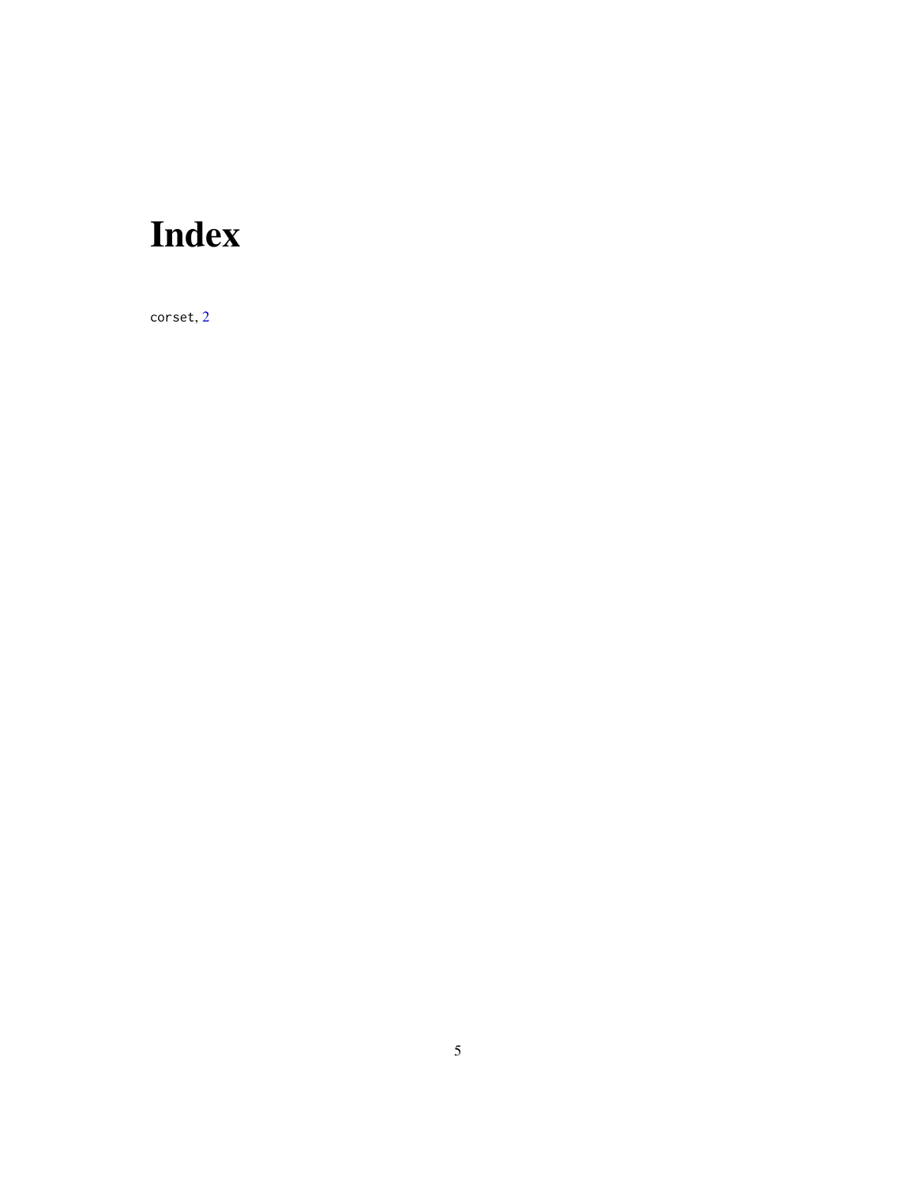# Index

`corset`, 2